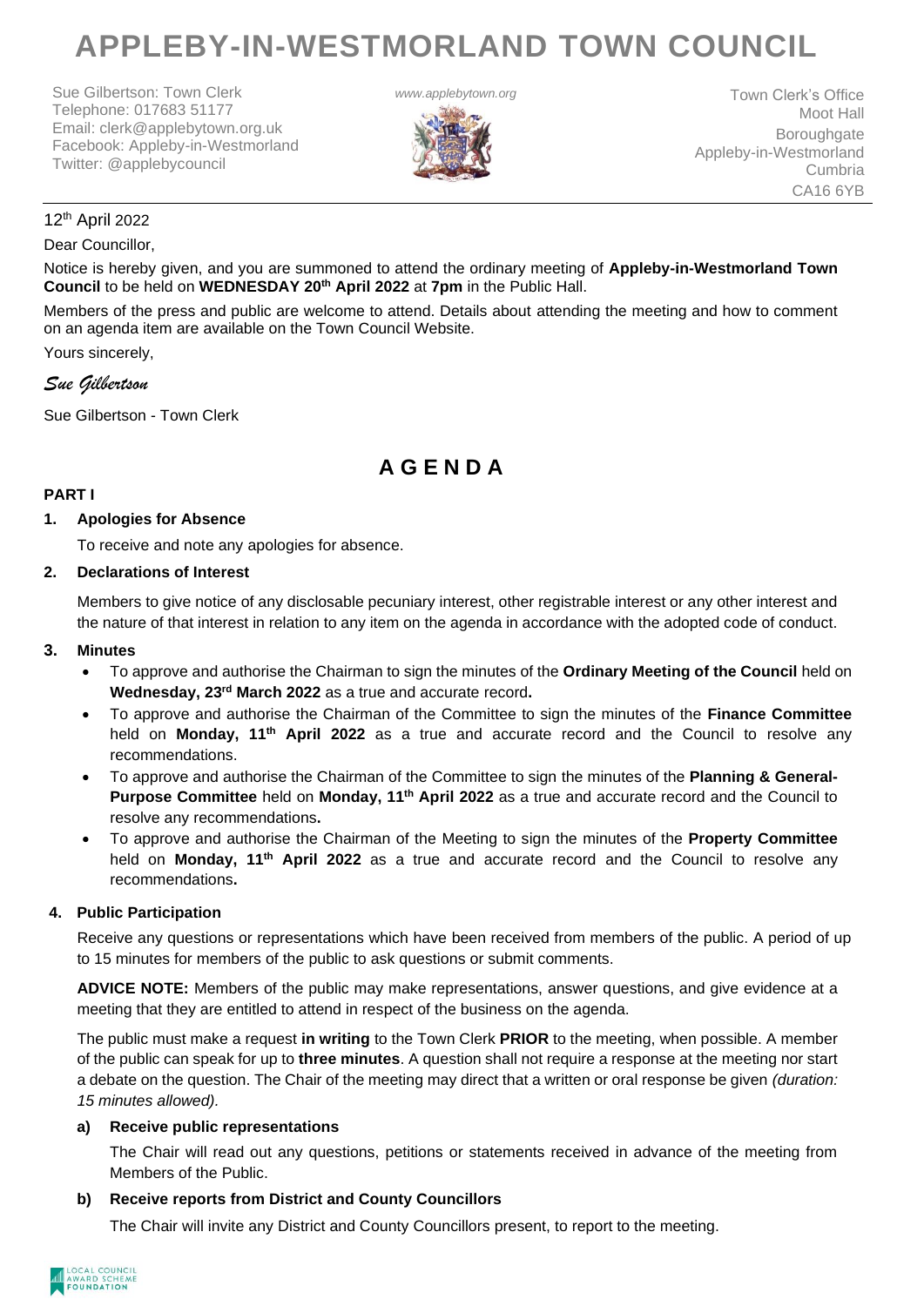# APPLEBY-IN-WESTMORLAND TOWN COUNCIL

Sue Gilbertson: Town Clerk
Telephone: 017683 51177
Email: clerk@applebytown.org.uk
Facebook: Appleby-in-Westmorland
Twitter: @applebycouncil

*www.applebytown.org*

Town Clerk's Office
Moot Hall
Boroughgate
Appleby-in-Westmorland
Cumbria
CA16 6YB

12th April 2022

Dear Councillor,

Notice is hereby given, and you are summoned to attend the ordinary meeting of **Appleby-in-Westmorland Town Council** to be held on **WEDNESDAY 20th April 2022** at **7pm** in the Public Hall.

Members of the press and public are welcome to attend. Details about attending the meeting and how to comment on an agenda item are available on the Town Council Website.

Yours sincerely,

*Sue Gilbertson*

Sue Gilbertson - Town Clerk

## A G E N D A

**PART I**

**1. Apologies for Absence**

To receive and note any apologies for absence.

**2. Declarations of Interest**

Members to give notice of any disclosable pecuniary interest, other registrable interest or any other interest and the nature of that interest in relation to any item on the agenda in accordance with the adopted code of conduct.

**3. Minutes**

- To approve and authorise the Chairman to sign the minutes of the **Ordinary Meeting of the Council** held on **Wednesday, 23rd March 2022** as a true and accurate record**.**
- To approve and authorise the Chairman of the Committee to sign the minutes of the **Finance Committee** held on **Monday, 11th April 2022** as a true and accurate record and the Council to resolve any recommendations.
- To approve and authorise the Chairman of the Committee to sign the minutes of the **Planning & General-Purpose Committee** held on **Monday, 11th April 2022** as a true and accurate record and the Council to resolve any recommendations**.**
- To approve and authorise the Chairman of the Meeting to sign the minutes of the **Property Committee** held on **Monday, 11th April 2022** as a true and accurate record and the Council to resolve any recommendations**.**

**4. Public Participation**

Receive any questions or representations which have been received from members of the public. A period of up to 15 minutes for members of the public to ask questions or submit comments.

**ADVICE NOTE:** Members of the public may make representations, answer questions, and give evidence at a meeting that they are entitled to attend in respect of the business on the agenda.

The public must make a request **in writing** to the Town Clerk **PRIOR** to the meeting, when possible. A member of the public can speak for up to **three minutes**. A question shall not require a response at the meeting nor start a debate on the question. The Chair of the meeting may direct that a written or oral response be given *(duration: 15 minutes allowed).*

**a) Receive public representations**

The Chair will read out any questions, petitions or statements received in advance of the meeting from Members of the Public.

**b) Receive reports from District and County Councillors**

The Chair will invite any District and County Councillors present, to report to the meeting.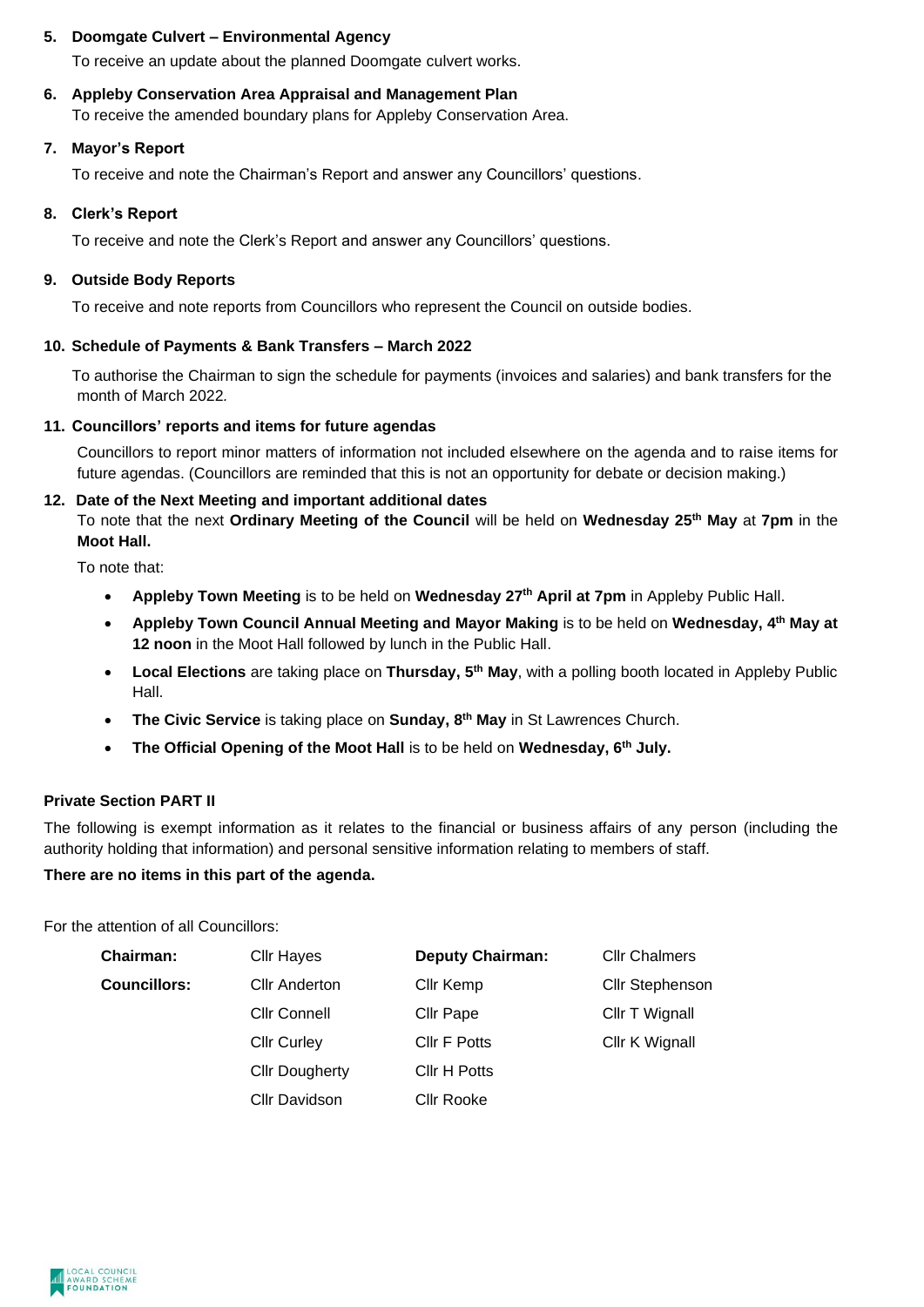**5. Doomgate Culvert – Environmental Agency**

To receive an update about the planned Doomgate culvert works.

**6. Appleby Conservation Area Appraisal and Management Plan**

To receive the amended boundary plans for Appleby Conservation Area.

**7. Mayor's Report**

To receive and note the Chairman's Report and answer any Councillors' questions.

**8. Clerk's Report**

To receive and note the Clerk's Report and answer any Councillors' questions.

**9. Outside Body Reports**

To receive and note reports from Councillors who represent the Council on outside bodies.

**10. Schedule of Payments & Bank Transfers – March 2022**

To authorise the Chairman to sign the schedule for payments (invoices and salaries) and bank transfers for the month of March 2022.

**11. Councillors' reports and items for future agendas**

Councillors to report minor matters of information not included elsewhere on the agenda and to raise items for future agendas. (Councillors are reminded that this is not an opportunity for debate or decision making.)

**12. Date of the Next Meeting and important additional dates**

To note that the next **Ordinary Meeting of the Council** will be held on **Wednesday 25th May** at **7pm** in the **Moot Hall.**

To note that:

- **Appleby Town Meeting** is to be held on **Wednesday 27th April at 7pm** in Appleby Public Hall.
- **Appleby Town Council Annual Meeting and Mayor Making** is to be held on **Wednesday, 4th May at 12 noon** in the Moot Hall followed by lunch in the Public Hall.
- **Local Elections** are taking place on **Thursday, 5th May**, with a polling booth located in Appleby Public Hall.
- **The Civic Service** is taking place on **Sunday, 8th May** in St Lawrences Church.
- **The Official Opening of the Moot Hall** is to be held on **Wednesday, 6th July.**

**Private Section PART II**

The following is exempt information as it relates to the financial or business affairs of any person (including the authority holding that information) and personal sensitive information relating to members of staff.

**There are no items in this part of the agenda.**

For the attention of all Councillors:

| | | | |
|---|---|---|---|
| **Chairman:** | Cllr Hayes | **Deputy Chairman:** | Cllr Chalmers |
| **Councillors:** | Cllr Anderton | Cllr Kemp | Cllr Stephenson |
| | Cllr Connell | Cllr Pape | Cllr T Wignall |
| | Cllr Curley | Cllr F Potts | Cllr K Wignall |
| | Cllr Dougherty | Cllr H Potts | |
| | Cllr Davidson | Cllr Rooke | |

LOCAL COUNCIL AWARD SCHEME FOUNDATION